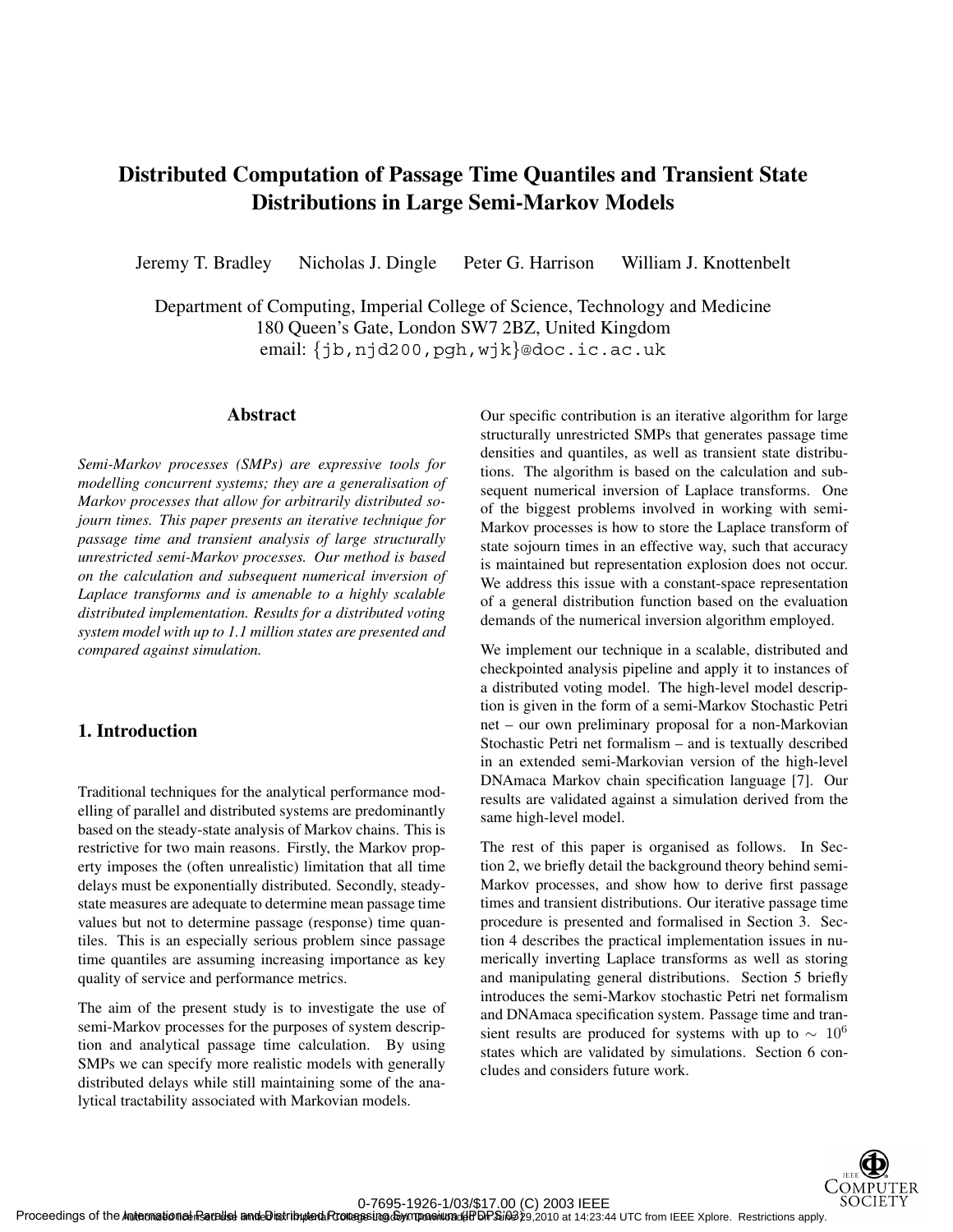# Distributed Computation of Passage Time Quantiles and Transient State Distributions in Large Semi-Markov Models

Jeremy T. Bradley  Nicholas J. Dingle  Peter G. Harrison  William J. Knottenbelt

Department of Computing, Imperial College of Science, Technology and Medicine
180 Queen's Gate, London SW7 2BZ, United Kingdom
email: {jb,njd200,pgh,wjk}@doc.ic.ac.uk

## Abstract

*Semi-Markov processes (SMPs) are expressive tools for modelling concurrent systems; they are a generalisation of Markov processes that allow for arbitrarily distributed sojourn times. This paper presents an iterative technique for passage time and transient analysis of large structurally unrestricted semi-Markov processes. Our method is based on the calculation and subsequent numerical inversion of Laplace transforms and is amenable to a highly scalable distributed implementation. Results for a distributed voting system model with up to 1.1 million states are presented and compared against simulation.*

## 1. Introduction

Traditional techniques for the analytical performance modelling of parallel and distributed systems are predominantly based on the steady-state analysis of Markov chains. This is restrictive for two main reasons. Firstly, the Markov property imposes the (often unrealistic) limitation that all time delays must be exponentially distributed. Secondly, steady-state measures are adequate to determine mean passage time values but not to determine passage (response) time quantiles. This is an especially serious problem since passage time quantiles are assuming increasing importance as key quality of service and performance metrics.

The aim of the present study is to investigate the use of semi-Markov processes for the purposes of system description and analytical passage time calculation. By using SMPs we can specify more realistic models with generally distributed delays while still maintaining some of the analytical tractability associated with Markovian models.

Our specific contribution is an iterative algorithm for large structurally unrestricted SMPs that generates passage time densities and quantiles, as well as transient state distributions. The algorithm is based on the calculation and subsequent numerical inversion of Laplace transforms. One of the biggest problems involved in working with semi-Markov processes is how to store the Laplace transform of state sojourn times in an effective way, such that accuracy is maintained but representation explosion does not occur. We address this issue with a constant-space representation of a general distribution function based on the evaluation demands of the numerical inversion algorithm employed.

We implement our technique in a scalable, distributed and checkpointed analysis pipeline and apply it to instances of a distributed voting model. The high-level model description is given in the form of a semi-Markov Stochastic Petri net – our own preliminary proposal for a non-Markovian Stochastic Petri net formalism – and is textually described in an extended semi-Markovian version of the high-level DNAmaca Markov chain specification language [7]. Our results are validated against a simulation derived from the same high-level model.

The rest of this paper is organised as follows. In Section 2, we briefly detail the background theory behind semi-Markov processes, and show how to derive first passage times and transient distributions. Our iterative passage time procedure is presented and formalised in Section 3. Section 4 describes the practical implementation issues in numerically inverting Laplace transforms as well as storing and manipulating general distributions. Section 5 briefly introduces the semi-Markov stochastic Petri net formalism and DNAmaca specification system. Passage time and transient results are produced for systems with up to $\sim 10^6$ states which are validated by simulations. Section 6 concludes and considers future work.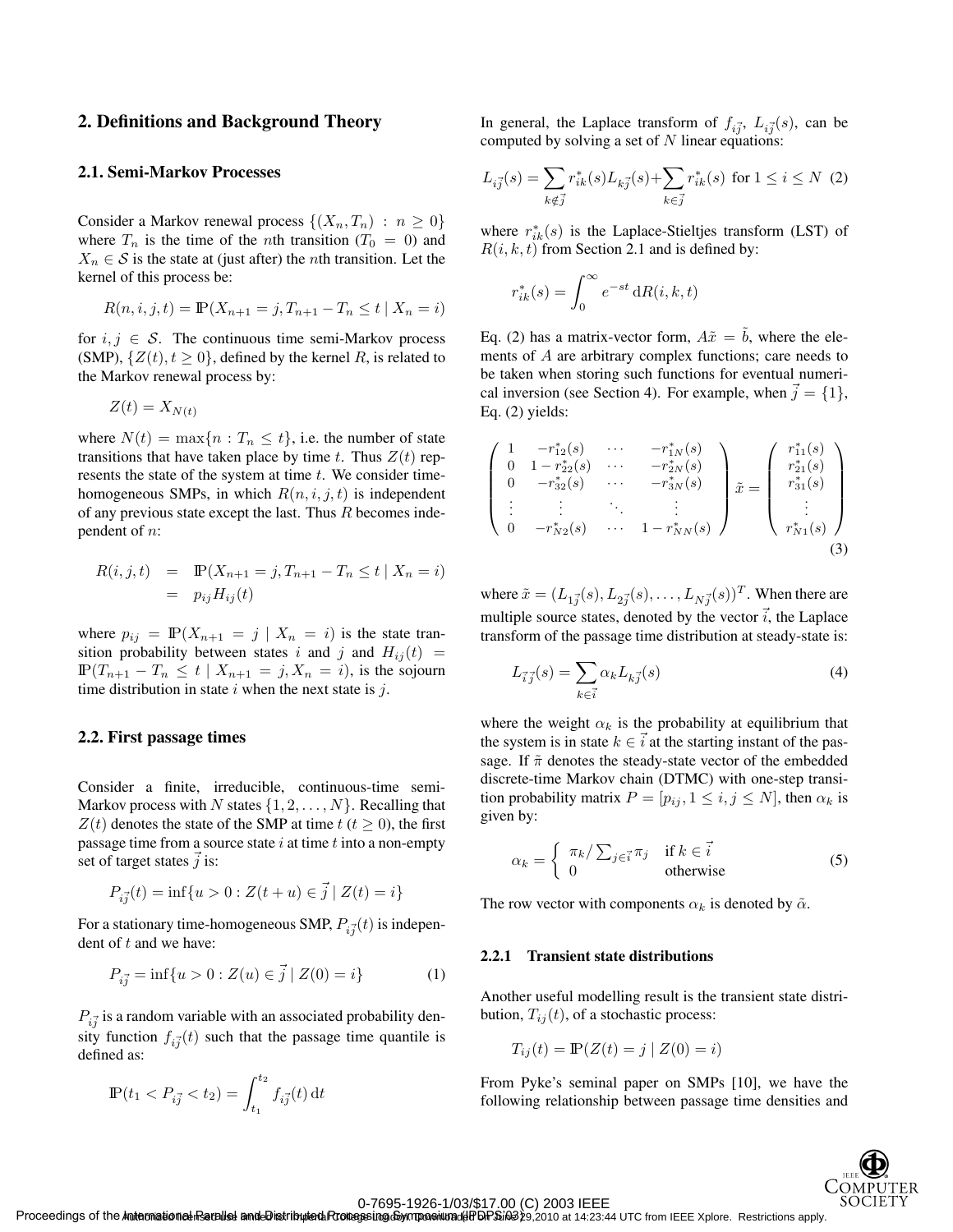## 2. Definitions and Background Theory

### 2.1. Semi-Markov Processes

Consider a Markov renewal process $\{(X_n, T_n) : n \geq 0\}$ where $T_n$ is the time of the $n$th transition ($T_0 = 0$) and $X_n \in \mathcal{S}$ is the state at (just after) the $n$th transition. Let the kernel of this process be:

$$R(n, i, j, t) = \mathbb{P}(X_{n+1} = j, T_{n+1} - T_n \leq t \mid X_n = i)$$

for $i, j \in \mathcal{S}$. The continuous time semi-Markov process (SMP), $\{Z(t), t \geq 0\}$, defined by the kernel $R$, is related to the Markov renewal process by:

$$Z(t) = X_{N(t)}$$

where $N(t) = \max\{n : T_n \leq t\}$, i.e. the number of state transitions that have taken place by time $t$. Thus $Z(t)$ represents the state of the system at time $t$. We consider time-homogeneous SMPs, in which $R(n, i, j, t)$ is independent of any previous state except the last. Thus $R$ becomes independent of $n$:

$$\begin{aligned} R(i, j, t) &= \mathbb{P}(X_{n+1} = j, T_{n+1} - T_n \leq t \mid X_n = i) \\ &= p_{ij} H_{ij}(t) \end{aligned}$$

where $p_{ij} = \mathbb{P}(X_{n+1} = j \mid X_n = i)$ is the state transition probability between states $i$ and $j$ and $H_{ij}(t) = \mathbb{P}(T_{n+1} - T_n \leq t \mid X_{n+1} = j, X_n = i)$, is the sojourn time distribution in state $i$ when the next state is $j$.

### 2.2. First passage times

Consider a finite, irreducible, continuous-time semi-Markov process with $N$ states $\{1, 2, \ldots, N\}$. Recalling that $Z(t)$ denotes the state of the SMP at time $t$ ($t \geq 0$), the first passage time from a source state $i$ at time $t$ into a non-empty set of target states $\vec{j}$ is:

$$P_{i\vec{j}}(t) = \inf\{u > 0 : Z(t + u) \in \vec{j} \mid Z(t) = i\}$$

For a stationary time-homogeneous SMP, $P_{i\vec{j}}(t)$ is independent of $t$ and we have:

$$P_{i\vec{j}} = \inf\{u > 0 : Z(u) \in \vec{j} \mid Z(0) = i\} \tag{1}$$

$P_{i\vec{j}}$ is a random variable with an associated probability density function $f_{i\vec{j}}(t)$ such that the passage time quantile is defined as:

$$\mathbb{P}(t_1 < P_{i\vec{j}} < t_2) = \int_{t_1}^{t_2} f_{i\vec{j}}(t)\, \mathrm{d}t$$

In general, the Laplace transform of $f_{i\vec{j}}$, $L_{i\vec{j}}(s)$, can be computed by solving a set of $N$ linear equations:

$$L_{i\vec{j}}(s) = \sum_{k \notin \vec{j}} r^*_{ik}(s) L_{k\vec{j}}(s) + \sum_{k \in \vec{j}} r^*_{ik}(s) \quad \text{for } 1 \leq i \leq N \tag{2}$$

where $r^*_{ik}(s)$ is the Laplace-Stieltjes transform (LST) of $R(i, k, t)$ from Section 2.1 and is defined by:

$$r^*_{ik}(s) = \int_0^\infty e^{-st}\, \mathrm{d}R(i, k, t)$$

Eq. (2) has a matrix-vector form, $A\tilde{x} = \tilde{b}$, where the elements of $A$ are arbitrary complex functions; care needs to be taken when storing such functions for eventual numerical inversion (see Section 4). For example, when $\vec{j} = \{1\}$, Eq. (2) yields:

$$\begin{pmatrix} 1 & -r^*_{12}(s) & \cdots & -r^*_{1N}(s) \\ 0 & 1 - r^*_{22}(s) & \cdots & -r^*_{2N}(s) \\ 0 & -r^*_{32}(s) & \cdots & -r^*_{3N}(s) \\ \vdots & \vdots & \ddots & \vdots \\ 0 & -r^*_{N2}(s) & \cdots & 1 - r^*_{NN}(s) \end{pmatrix} \tilde{x} = \begin{pmatrix} r^*_{11}(s) \\ r^*_{21}(s) \\ r^*_{31}(s) \\ \vdots \\ r^*_{N1}(s) \end{pmatrix} \tag{3}$$

where $\tilde{x} = (L_{1\vec{j}}(s), L_{2\vec{j}}(s), \ldots, L_{N\vec{j}}(s))^T$. When there are multiple source states, denoted by the vector $\vec{i}$, the Laplace transform of the passage time distribution at steady-state is:

$$L_{\vec{i}\vec{j}}(s) = \sum_{k \in \vec{i}} \alpha_k L_{k\vec{j}}(s) \tag{4}$$

where the weight $\alpha_k$ is the probability at equilibrium that the system is in state $k \in \vec{i}$ at the starting instant of the passage. If $\tilde{\pi}$ denotes the steady-state vector of the embedded discrete-time Markov chain (DTMC) with one-step transition probability matrix $P = [p_{ij}, 1 \leq i, j \leq N]$, then $\alpha_k$ is given by:

$$\alpha_k = \begin{cases} \pi_k / \sum_{j \in \vec{i}} \pi_j & \text{if } k \in \vec{i} \\ 0 & \text{otherwise} \end{cases} \tag{5}$$

The row vector with components $\alpha_k$ is denoted by $\tilde{\alpha}$.

#### 2.2.1 Transient state distributions

Another useful modelling result is the transient state distribution, $T_{ij}(t)$, of a stochastic process:

$$T_{ij}(t) = \mathbb{P}(Z(t) = j \mid Z(0) = i)$$

From Pyke's seminal paper on SMPs [10], we have the following relationship between passage time densities and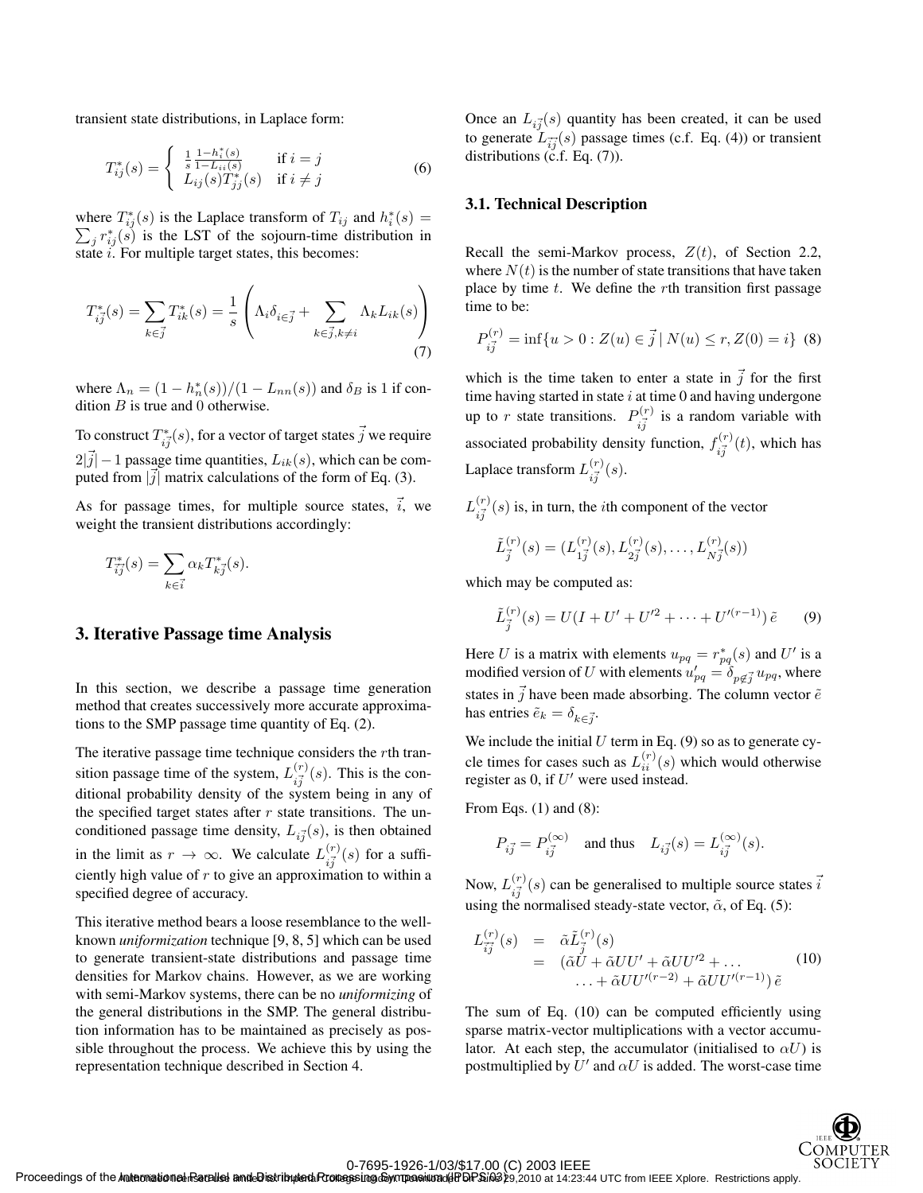transient state distributions, in Laplace form:

$$T_{ij}^*(s) = \begin{cases} \frac{1}{s}\frac{1-h_i^*(s)}{1-L_{ii}(s)} & \text{if } i = j \\ L_{ij}(s)T_{jj}^*(s) & \text{if } i \neq j \end{cases} \quad (6)$$

where $T_{ij}^*(s)$ is the Laplace transform of $T_{ij}$ and $h_i^*(s) = \sum_j r_{ij}^*(s)$ is the LST of the sojourn-time distribution in state $i$. For multiple target states, this becomes:

$$T_{i\vec{j}}^*(s) = \sum_{k\in\vec{j}} T_{ik}^*(s) = \frac{1}{s}\left(\Lambda_i \delta_{i\in\vec{j}} + \sum_{k\in\vec{j},k\neq i} \Lambda_k L_{ik}(s)\right) \quad (7)$$

where $\Lambda_n = (1 - h_n^*(s))/(1 - L_{nn}(s))$ and $\delta_B$ is 1 if condition $B$ is true and 0 otherwise.

To construct $T_{i\vec{j}}^*(s)$, for a vector of target states $\vec{j}$ we require $2|\vec{j}| - 1$ passage time quantities, $L_{ik}(s)$, which can be computed from $|\vec{j}|$ matrix calculations of the form of Eq. (3).

As for passage times, for multiple source states, $\vec{i}$, we weight the transient distributions accordingly:

$$T_{\vec{i}\vec{j}}^*(s) = \sum_{k\in\vec{i}} \alpha_k T_{k\vec{j}}^*(s).$$

## 3. Iterative Passage time Analysis

In this section, we describe a passage time generation method that creates successively more accurate approximations to the SMP passage time quantity of Eq. (2).

The iterative passage time technique considers the $r$th transition passage time of the system, $L_{i\vec{j}}^{(r)}(s)$. This is the conditional probability density of the system being in any of the specified target states after $r$ state transitions. The unconditioned passage time density, $L_{i\vec{j}}(s)$, is then obtained in the limit as $r \to \infty$. We calculate $L_{i\vec{j}}^{(r)}(s)$ for a sufficiently high value of $r$ to give an approximation to within a specified degree of accuracy.

This iterative method bears a loose resemblance to the well-known *uniformization* technique [9, 8, 5] which can be used to generate transient-state distributions and passage time densities for Markov chains. However, as we are working with semi-Markov systems, there can be no *uniformizing* of the general distributions in the SMP. The general distribution information has to be maintained as precisely as possible throughout the process. We achieve this by using the representation technique described in Section 4.

Once an $L_{i\vec{j}}(s)$ quantity has been created, it can be used to generate $L_{\vec{i}\vec{j}}(s)$ passage times (c.f. Eq. (4)) or transient distributions (c.f. Eq. (7)).

### 3.1. Technical Description

Recall the semi-Markov process, $Z(t)$, of Section 2.2, where $N(t)$ is the number of state transitions that have taken place by time $t$. We define the $r$th transition first passage time to be:

$$P_{i\vec{j}}^{(r)} = \inf\{u > 0 : Z(u) \in \vec{j} \mid N(u) \leq r, Z(0) = i\} \quad (8)$$

which is the time taken to enter a state in $\vec{j}$ for the first time having started in state $i$ at time 0 and having undergone up to $r$ state transitions. $P_{i\vec{j}}^{(r)}$ is a random variable with associated probability density function, $f_{i\vec{j}}^{(r)}(t)$, which has Laplace transform $L_{i\vec{j}}^{(r)}(s)$.

$L_{i\vec{j}}^{(r)}(s)$ is, in turn, the $i$th component of the vector

$$\tilde{L}_{\vec{j}}^{(r)}(s) = (L_{1\vec{j}}^{(r)}(s), L_{2\vec{j}}^{(r)}(s), \ldots, L_{N\vec{j}}^{(r)}(s))$$

which may be computed as:

$$\tilde{L}_{\vec{j}}^{(r)}(s) = U(I + U' + U'^2 + \cdots + U'^{(r-1)})\,\tilde{e} \quad (9)$$

Here $U$ is a matrix with elements $u_{pq} = r_{pq}^*(s)$ and $U'$ is a modified version of $U$ with elements $u'_{pq} = \delta_{p\notin\vec{j}}\, u_{pq}$, where states in $\vec{j}$ have been made absorbing. The column vector $\tilde{e}$ has entries $\tilde{e}_k = \delta_{k\in\vec{j}}$.

We include the initial $U$ term in Eq. (9) so as to generate cycle times for cases such as $L_{ii}^{(r)}(s)$ which would otherwise register as 0, if $U'$ were used instead.

From Eqs. (1) and (8):

$$P_{i\vec{j}} = P_{i\vec{j}}^{(\infty)} \quad \text{and thus} \quad L_{i\vec{j}}(s) = L_{i\vec{j}}^{(\infty)}(s).$$

Now, $L_{i\vec{j}}^{(r)}(s)$ can be generalised to multiple source states $\vec{i}$ using the normalised steady-state vector, $\tilde{\alpha}$, of Eq. (5):

$$\begin{aligned} L_{\vec{i}\vec{j}}^{(r)}(s) &= \tilde{\alpha}\tilde{L}_{\vec{j}}^{(r)}(s) \\ &= (\tilde{\alpha}U + \tilde{\alpha}UU' + \tilde{\alpha}UU'^2 + \ldots \\ &\quad \ldots + \tilde{\alpha}UU'^{(r-2)} + \tilde{\alpha}UU'^{(r-1)})\,\tilde{e} \end{aligned} \quad (10)$$

The sum of Eq. (10) can be computed efficiently using sparse matrix-vector multiplications with a vector accumulator. At each step, the accumulator (initialised to $\alpha U$) is postmultiplied by $U'$ and $\alpha U$ is added. The worst-case time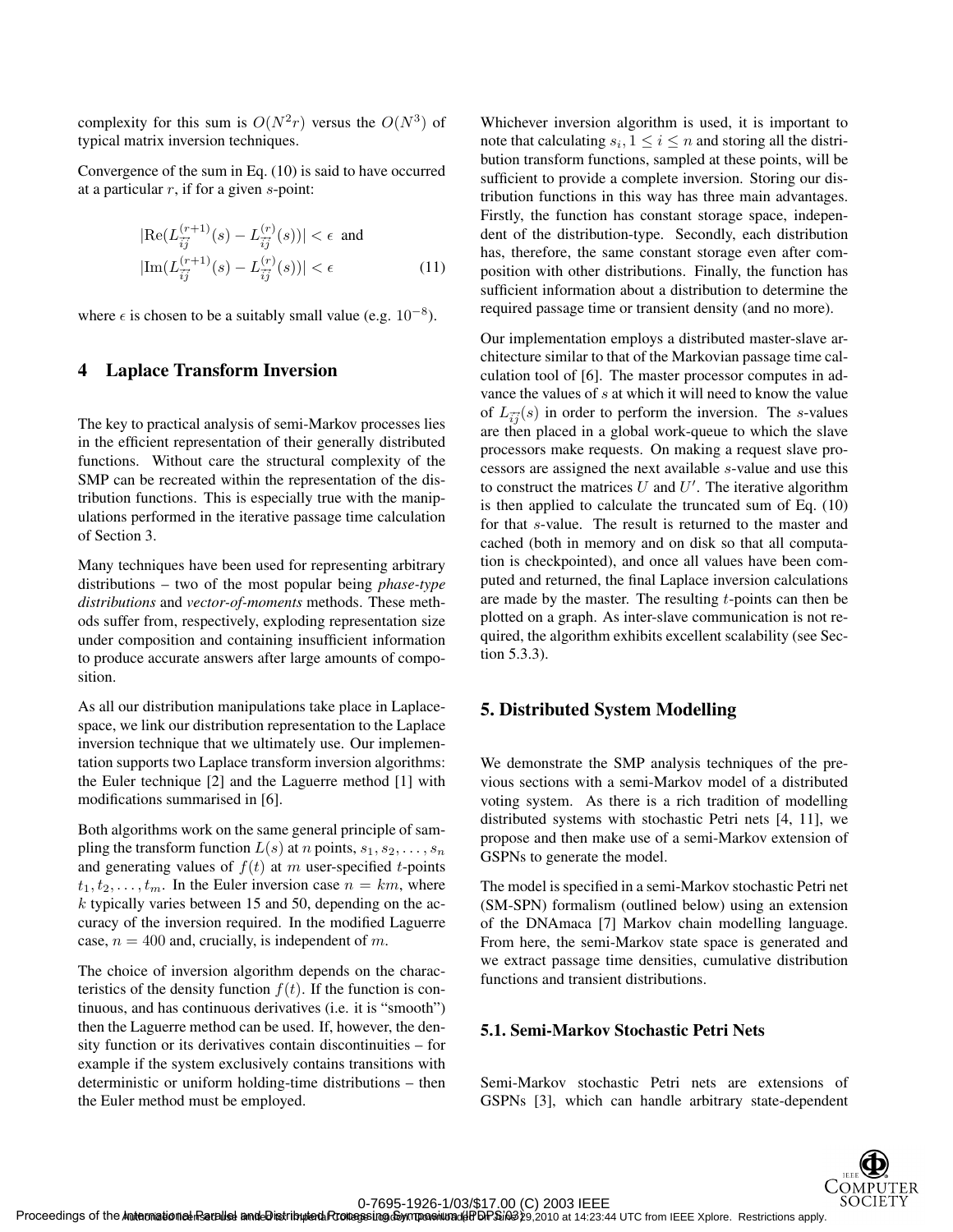complexity for this sum is $O(N^2 r)$ versus the $O(N^3)$ of typical matrix inversion techniques.

Convergence of the sum in Eq. (10) is said to have occurred at a particular $r$, if for a given $s$-point:

$$|\mathrm{Re}(L_{\vec{ij}}^{(r+1)}(s) - L_{\vec{ij}}^{(r)}(s))| < \epsilon \text{ and}$$
$$|\mathrm{Im}(L_{\vec{ij}}^{(r+1)}(s) - L_{\vec{ij}}^{(r)}(s))| < \epsilon \qquad (11)$$

where $\epsilon$ is chosen to be a suitably small value (e.g. $10^{-8}$).

## 4 Laplace Transform Inversion

The key to practical analysis of semi-Markov processes lies in the efficient representation of their generally distributed functions. Without care the structural complexity of the SMP can be recreated within the representation of the distribution functions. This is especially true with the manipulations performed in the iterative passage time calculation of Section 3.

Many techniques have been used for representing arbitrary distributions – two of the most popular being *phase-type distributions* and *vector-of-moments* methods. These methods suffer from, respectively, exploding representation size under composition and containing insufficient information to produce accurate answers after large amounts of composition.

As all our distribution manipulations take place in Laplace-space, we link our distribution representation to the Laplace inversion technique that we ultimately use. Our implementation supports two Laplace transform inversion algorithms: the Euler technique [2] and the Laguerre method [1] with modifications summarised in [6].

Both algorithms work on the same general principle of sampling the transform function $L(s)$ at $n$ points, $s_1, s_2, \ldots, s_n$ and generating values of $f(t)$ at $m$ user-specified $t$-points $t_1, t_2, \ldots, t_m$. In the Euler inversion case $n = km$, where $k$ typically varies between 15 and 50, depending on the accuracy of the inversion required. In the modified Laguerre case, $n = 400$ and, crucially, is independent of $m$.

The choice of inversion algorithm depends on the characteristics of the density function $f(t)$. If the function is continuous, and has continuous derivatives (i.e. it is "smooth") then the Laguerre method can be used. If, however, the density function or its derivatives contain discontinuities – for example if the system exclusively contains transitions with deterministic or uniform holding-time distributions – then the Euler method must be employed.

Whichever inversion algorithm is used, it is important to note that calculating $s_i, 1 \leq i \leq n$ and storing all the distribution transform functions, sampled at these points, will be sufficient to provide a complete inversion. Storing our distribution functions in this way has three main advantages. Firstly, the function has constant storage space, independent of the distribution-type. Secondly, each distribution has, therefore, the same constant storage even after composition with other distributions. Finally, the function has sufficient information about a distribution to determine the required passage time or transient density (and no more).

Our implementation employs a distributed master-slave architecture similar to that of the Markovian passage time calculation tool of [6]. The master processor computes in advance the values of $s$ at which it will need to know the value of $L_{\vec{ij}}(s)$ in order to perform the inversion. The $s$-values are then placed in a global work-queue to which the slave processors make requests. On making a request slave processors are assigned the next available $s$-value and use this to construct the matrices $U$ and $U'$. The iterative algorithm is then applied to calculate the truncated sum of Eq. (10) for that $s$-value. The result is returned to the master and cached (both in memory and on disk so that all computation is checkpointed), and once all values have been computed and returned, the final Laplace inversion calculations are made by the master. The resulting $t$-points can then be plotted on a graph. As inter-slave communication is not required, the algorithm exhibits excellent scalability (see Section 5.3.3).

## 5. Distributed System Modelling

We demonstrate the SMP analysis techniques of the previous sections with a semi-Markov model of a distributed voting system. As there is a rich tradition of modelling distributed systems with stochastic Petri nets [4, 11], we propose and then make use of a semi-Markov extension of GSPNs to generate the model.

The model is specified in a semi-Markov stochastic Petri net (SM-SPN) formalism (outlined below) using an extension of the DNAmaca [7] Markov chain modelling language. From here, the semi-Markov state space is generated and we extract passage time densities, cumulative distribution functions and transient distributions.

### 5.1. Semi-Markov Stochastic Petri Nets

Semi-Markov stochastic Petri nets are extensions of GSPNs [3], which can handle arbitrary state-dependent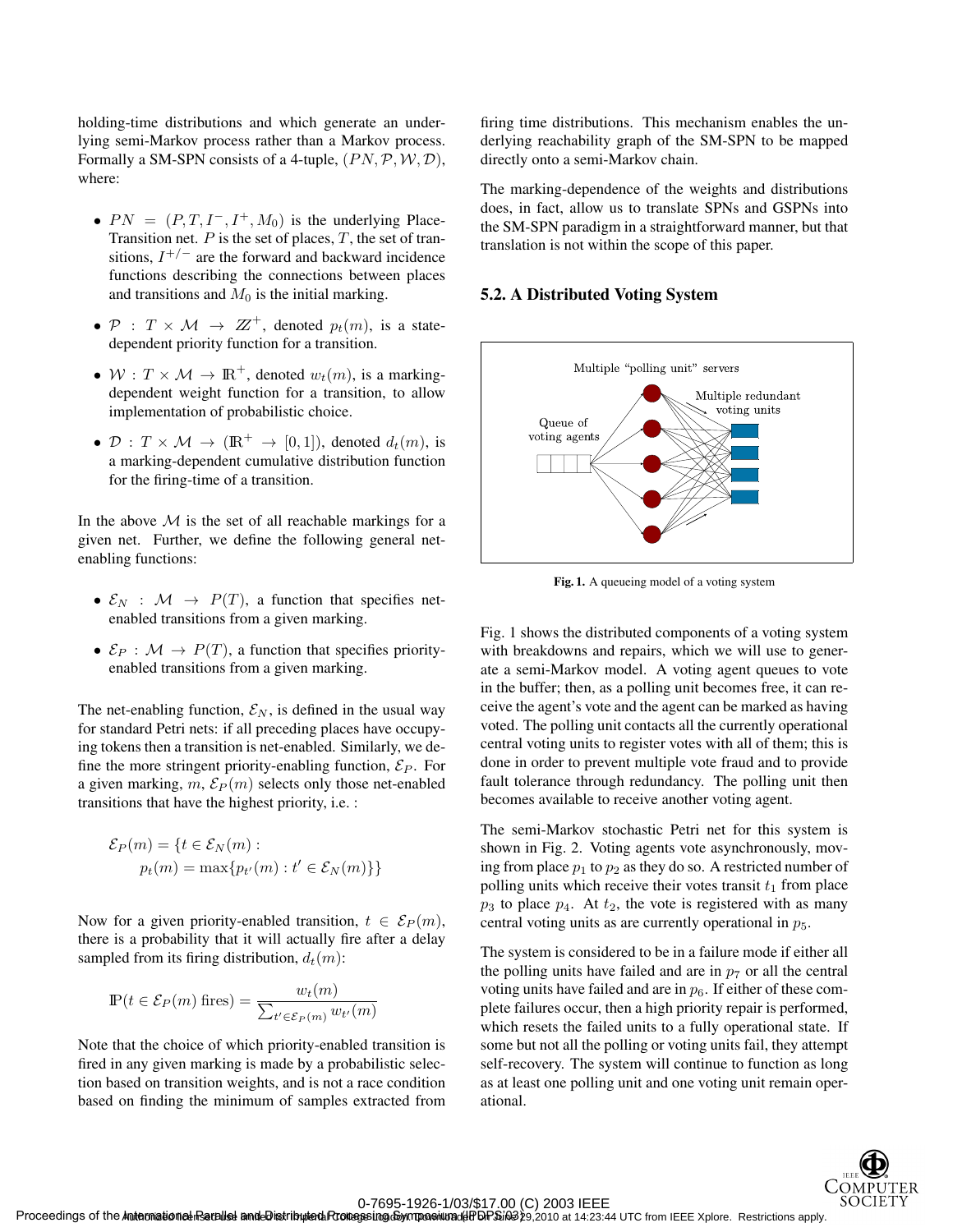holding-time distributions and which generate an underlying semi-Markov process rather than a Markov process. Formally a SM-SPN consists of a 4-tuple, $(PN, \mathcal{P}, \mathcal{W}, \mathcal{D})$, where:

- $PN = (P, T, I^-, I^+, M_0)$ is the underlying Place-Transition net. $P$ is the set of places, $T$, the set of transitions, $I^{+/-}$ are the forward and backward incidence functions describing the connections between places and transitions and $M_0$ is the initial marking.
- $\mathcal{P} : T \times \mathcal{M} \rightarrow \mathbb{Z}^+$, denoted $p_t(m)$, is a state-dependent priority function for a transition.
- $\mathcal{W} : T \times \mathcal{M} \rightarrow \mathbb{R}^+$, denoted $w_t(m)$, is a marking-dependent weight function for a transition, to allow implementation of probabilistic choice.
- $\mathcal{D} : T \times \mathcal{M} \rightarrow (\mathbb{R}^+ \rightarrow [0,1])$, denoted $d_t(m)$, is a marking-dependent cumulative distribution function for the firing-time of a transition.

In the above $\mathcal{M}$ is the set of all reachable markings for a given net. Further, we define the following general net-enabling functions:

- $\mathcal{E}_N : \mathcal{M} \rightarrow P(T)$, a function that specifies net-enabled transitions from a given marking.
- $\mathcal{E}_P : \mathcal{M} \rightarrow P(T)$, a function that specifies priority-enabled transitions from a given marking.

The net-enabling function, $\mathcal{E}_N$, is defined in the usual way for standard Petri nets: if all preceding places have occupying tokens then a transition is net-enabled. Similarly, we define the more stringent priority-enabling function, $\mathcal{E}_P$. For a given marking, $m$, $\mathcal{E}_P(m)$ selects only those net-enabled transitions that have the highest priority, i.e. :

$$\mathcal{E}_P(m) = \{t \in \mathcal{E}_N(m) : \\ p_t(m) = \max\{p_{t'}(m) : t' \in \mathcal{E}_N(m)\}\}$$

Now for a given priority-enabled transition, $t \in \mathcal{E}_P(m)$, there is a probability that it will actually fire after a delay sampled from its firing distribution, $d_t(m)$:

$$\mathbb{P}(t \in \mathcal{E}_P(m) \text{ fires}) = \frac{w_t(m)}{\sum_{t' \in \mathcal{E}_P(m)} w_{t'}(m)}$$

Note that the choice of which priority-enabled transition is fired in any given marking is made by a probabilistic selection based on transition weights, and is not a race condition based on finding the minimum of samples extracted from firing time distributions. This mechanism enables the underlying reachability graph of the SM-SPN to be mapped directly onto a semi-Markov chain.

The marking-dependence of the weights and distributions does, in fact, allow us to translate SPNs and GSPNs into the SM-SPN paradigm in a straightforward manner, but that translation is not within the scope of this paper.

### 5.2. A Distributed Voting System

**Fig. 1.** A queueing model of a voting system

Fig. 1 shows the distributed components of a voting system with breakdowns and repairs, which we will use to generate a semi-Markov model. A voting agent queues to vote in the buffer; then, as a polling unit becomes free, it can receive the agent's vote and the agent can be marked as having voted. The polling unit contacts all the currently operational central voting units to register votes with all of them; this is done in order to prevent multiple vote fraud and to provide fault tolerance through redundancy. The polling unit then becomes available to receive another voting agent.

The semi-Markov stochastic Petri net for this system is shown in Fig. 2. Voting agents vote asynchronously, moving from place $p_1$ to $p_2$ as they do so. A restricted number of polling units which receive their votes transit $t_1$ from place $p_3$ to place $p_4$. At $t_2$, the vote is registered with as many central voting units as are currently operational in $p_5$.

The system is considered to be in a failure mode if either all the polling units have failed and are in $p_7$ or all the central voting units have failed and are in $p_6$. If either of these complete failures occur, then a high priority repair is performed, which resets the failed units to a fully operational state. If some but not all the polling or voting units fail, they attempt self-recovery. The system will continue to function as long as at least one polling unit and one voting unit remain operational.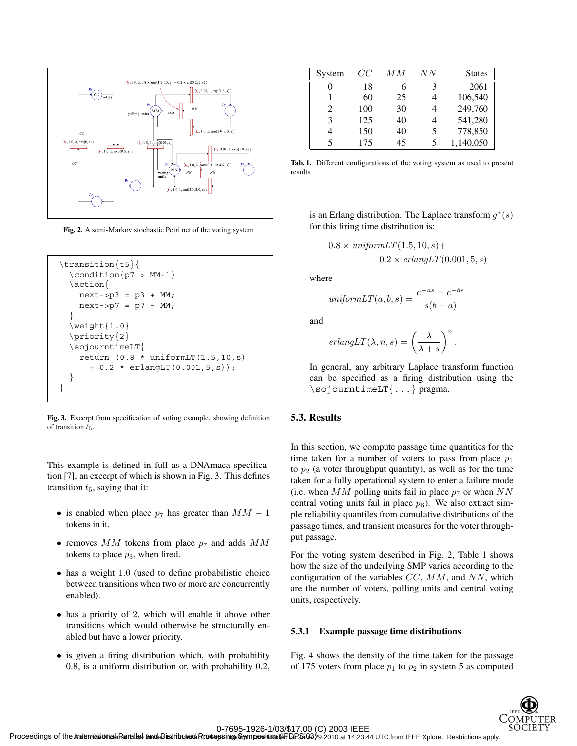Fig. 2. A semi-Markov stochastic Petri net of the voting system

```
\transition{t5}{
  \condition{p7 > MM-1}
  \action{
    next->p3 = p3 + MM;
    next->p7 = p7 - MM;
  }
  \weight{1.0}
  \priority{2}
  \sojourntimeLT{
    return (0.8 * uniformLT(1.5,10,s)
      + 0.2 * erlangLT(0.001,5,s));
  }
}
```

Fig. 3. Excerpt from specification of voting example, showing definition of transition $t_5$.

This example is defined in full as a DNAmaca specification [7], an excerpt of which is shown in Fig. 3. This defines transition $t_5$, saying that it:

- is enabled when place $p_7$ has greater than $MM - 1$ tokens in it.
- removes $MM$ tokens from place $p_7$ and adds $MM$ tokens to place $p_3$, when fired.
- has a weight 1.0 (used to define probabilistic choice between transitions when two or more are concurrently enabled).
- has a priority of 2, which will enable it above other transitions which would otherwise be structurally enabled but have a lower priority.
- is given a firing distribution which, with probability 0.8, is a uniform distribution or, with probability 0.2, is an Erlang distribution. The Laplace transform $g^*(s)$ for this firing time distribution is:

$$0.8 \times \mathit{uniformLT}(1.5, 10, s) + 0.2 \times \mathit{erlangLT}(0.001, 5, s)$$

where

$$\mathit{uniformLT}(a, b, s) = \frac{e^{-as} - e^{-bs}}{s(b-a)}$$

and

$$\mathit{erlangLT}(\lambda, n, s) = \left(\frac{\lambda}{\lambda + s}\right)^n.$$

In general, any arbitrary Laplace transform function can be specified as a firing distribution using the `\sojourntimeLT{...}` pragma.

| System | $CC$ | $MM$ | $NN$ | States |
|---|---|---|---|---|
| 0 | 18 | 6 | 3 | 2061 |
| 1 | 60 | 25 | 4 | 106,540 |
| 2 | 100 | 30 | 4 | 249,760 |
| 3 | 125 | 40 | 4 | 541,280 |
| 4 | 150 | 40 | 5 | 778,850 |
| 5 | 175 | 45 | 5 | 1,140,050 |

Tab. 1. Different configurations of the voting system as used to present results

### 5.3. Results

In this section, we compute passage time quantities for the time taken for a number of voters to pass from place $p_1$ to $p_2$ (a voter throughput quantity), as well as for the time taken for a fully operational system to enter a failure mode (i.e. when $MM$ polling units fail in place $p_7$ or when $NN$ central voting units fail in place $p_6$). We also extract simple reliability quantiles from cumulative distributions of the passage times, and transient measures for the voter throughput passage.

For the voting system described in Fig. 2, Table 1 shows how the size of the underlying SMP varies according to the configuration of the variables $CC$, $MM$, and $NN$, which are the number of voters, polling units and central voting units, respectively.

#### 5.3.1 Example passage time distributions

Fig. 4 shows the density of the time taken for the passage of 175 voters from place $p_1$ to $p_2$ in system 5 as computed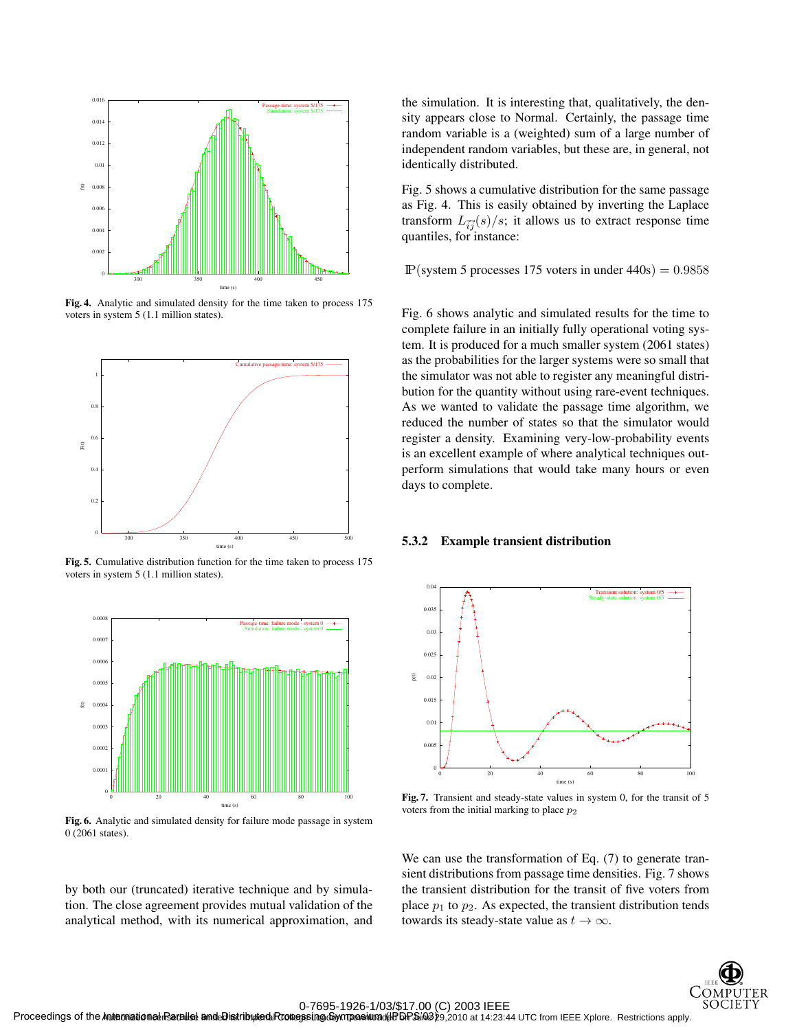Fig. 4. Analytic and simulated density for the time taken to process 175 voters in system 5 (1.1 million states).

Fig. 5. Cumulative distribution function for the time taken to process 175 voters in system 5 (1.1 million states).

Fig. 6. Analytic and simulated density for failure mode passage in system 0 (2061 states).

by both our (truncated) iterative technique and by simulation. The close agreement provides mutual validation of the analytical method, with its numerical approximation, and the simulation. It is interesting that, qualitatively, the density appears close to Normal. Certainly, the passage time random variable is a (weighted) sum of a large number of independent random variables, but these are, in general, not identically distributed.

Fig. 5 shows a cumulative distribution for the same passage as Fig. 4. This is easily obtained by inverting the Laplace transform $L_{\vec{ij}}(s)/s$; it allows us to extract response time quantiles, for instance:

$$\mathbb{P}(\text{system 5 processes 175 voters in under 440s}) = 0.9858$$

Fig. 6 shows analytic and simulated results for the time to complete failure in an initially fully operational voting system. It is produced for a much smaller system (2061 states) as the probabilities for the larger systems were so small that the simulator was not able to register any meaningful distribution for the quantity without using rare-event techniques. As we wanted to validate the passage time algorithm, we reduced the number of states so that the simulator would register a density. Examining very-low-probability events is an excellent example of where analytical techniques outperform simulations that would take many hours or even days to complete.

### 5.3.2 Example transient distribution

Fig. 7. Transient and steady-state values in system 0, for the transit of 5 voters from the initial marking to place $p_2$

We can use the transformation of Eq. (7) to generate transient distributions from passage time densities. Fig. 7 shows the transient distribution for the transit of five voters from place $p_1$ to $p_2$. As expected, the transient distribution tends towards its steady-state value as $t \to \infty$.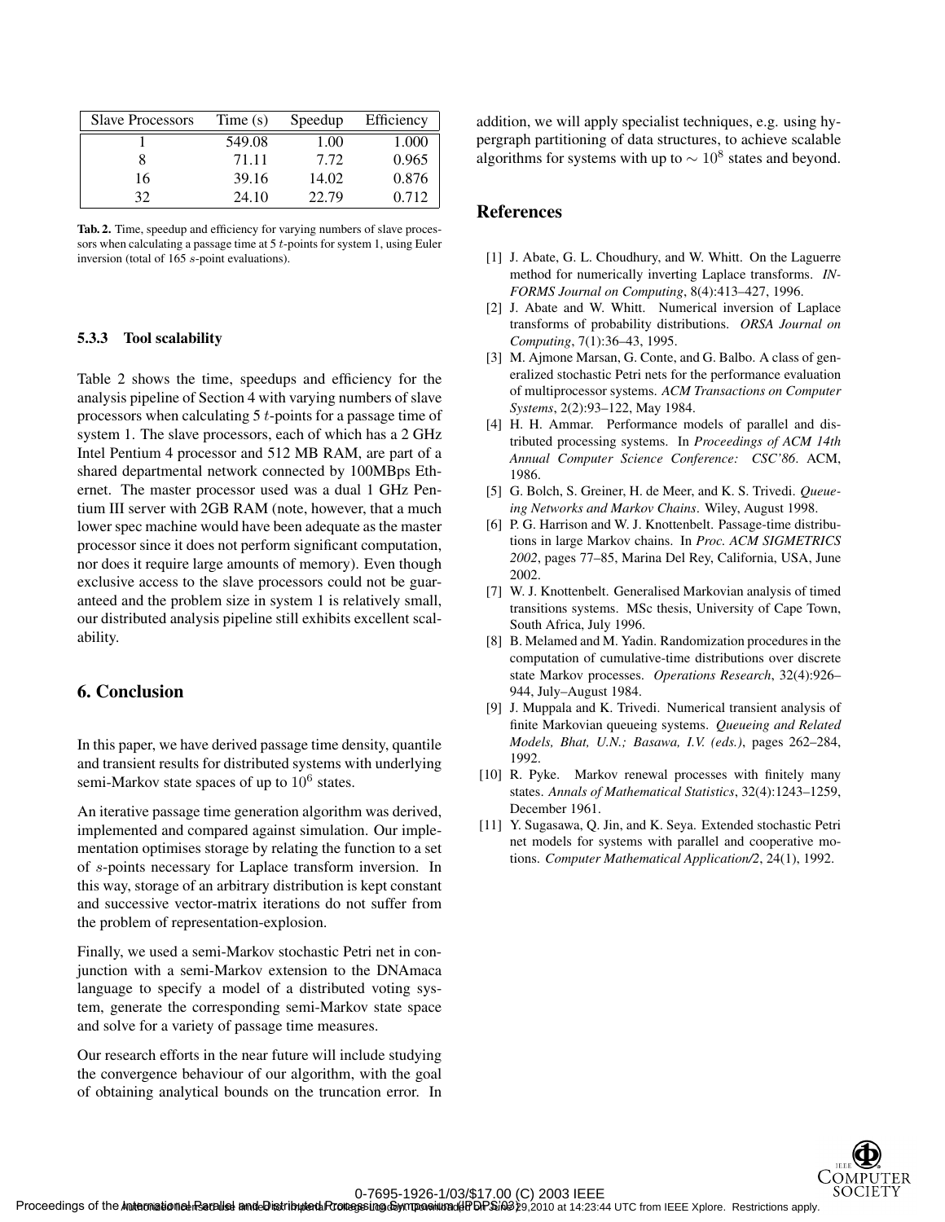| Slave Processors | Time (s) | Speedup | Efficiency |
|---|---|---|---|
| 1 | 549.08 | 1.00 | 1.000 |
| 8 | 71.11 | 7.72 | 0.965 |
| 16 | 39.16 | 14.02 | 0.876 |
| 32 | 24.10 | 22.79 | 0.712 |

**Tab. 2.** Time, speedup and efficiency for varying numbers of slave processors when calculating a passage time at 5 $t$-points for system 1, using Euler inversion (total of 165 $s$-point evaluations).

#### 5.3.3 Tool scalability

Table 2 shows the time, speedups and efficiency for the analysis pipeline of Section 4 with varying numbers of slave processors when calculating 5 $t$-points for a passage time of system 1. The slave processors, each of which has a 2 GHz Intel Pentium 4 processor and 512 MB RAM, are part of a shared departmental network connected by 100MBps Ethernet. The master processor used was a dual 1 GHz Pentium III server with 2GB RAM (note, however, that a much lower spec machine would have been adequate as the master processor since it does not perform significant computation, nor does it require large amounts of memory). Even though exclusive access to the slave processors could not be guaranteed and the problem size in system 1 is relatively small, our distributed analysis pipeline still exhibits excellent scalability.

## 6. Conclusion

In this paper, we have derived passage time density, quantile and transient results for distributed systems with underlying semi-Markov state spaces of up to $10^6$ states.

An iterative passage time generation algorithm was derived, implemented and compared against simulation. Our implementation optimises storage by relating the function to a set of $s$-points necessary for Laplace transform inversion. In this way, storage of an arbitrary distribution is kept constant and successive vector-matrix iterations do not suffer from the problem of representation-explosion.

Finally, we used a semi-Markov stochastic Petri net in conjunction with a semi-Markov extension to the DNAmaca language to specify a model of a distributed voting system, generate the corresponding semi-Markov state space and solve for a variety of passage time measures.

Our research efforts in the near future will include studying the convergence behaviour of our algorithm, with the goal of obtaining analytical bounds on the truncation error. In addition, we will apply specialist techniques, e.g. using hypergraph partitioning of data structures, to achieve scalable algorithms for systems with up to $\sim 10^8$ states and beyond.

## References

[1] J. Abate, G. L. Choudhury, and W. Whitt. On the Laguerre method for numerically inverting Laplace transforms. *INFORMS Journal on Computing*, 8(4):413–427, 1996.

[2] J. Abate and W. Whitt. Numerical inversion of Laplace transforms of probability distributions. *ORSA Journal on Computing*, 7(1):36–43, 1995.

[3] M. Ajmone Marsan, G. Conte, and G. Balbo. A class of generalized stochastic Petri nets for the performance evaluation of multiprocessor systems. *ACM Transactions on Computer Systems*, 2(2):93–122, May 1984.

[4] H. H. Ammar. Performance models of parallel and distributed processing systems. In *Proceedings of ACM 14th Annual Computer Science Conference: CSC'86*. ACM, 1986.

[5] G. Bolch, S. Greiner, H. de Meer, and K. S. Trivedi. *Queueing Networks and Markov Chains*. Wiley, August 1998.

[6] P. G. Harrison and W. J. Knottenbelt. Passage-time distributions in large Markov chains. In *Proc. ACM SIGMETRICS 2002*, pages 77–85, Marina Del Rey, California, USA, June 2002.

[7] W. J. Knottenbelt. Generalised Markovian analysis of timed transitions systems. MSc thesis, University of Cape Town, South Africa, July 1996.

[8] B. Melamed and M. Yadin. Randomization procedures in the computation of cumulative-time distributions over discrete state Markov processes. *Operations Research*, 32(4):926–944, July–August 1984.

[9] J. Muppala and K. Trivedi. Numerical transient analysis of finite Markovian queueing systems. *Queueing and Related Models, Bhat, U.N.; Basawa, I.V. (eds.)*, pages 262–284, 1992.

[10] R. Pyke. Markov renewal processes with finitely many states. *Annals of Mathematical Statistics*, 32(4):1243–1259, December 1961.

[11] Y. Sugasawa, Q. Jin, and K. Seya. Extended stochastic Petri net models for systems with parallel and cooperative motions. *Computer Mathematical Application/2*, 24(1), 1992.